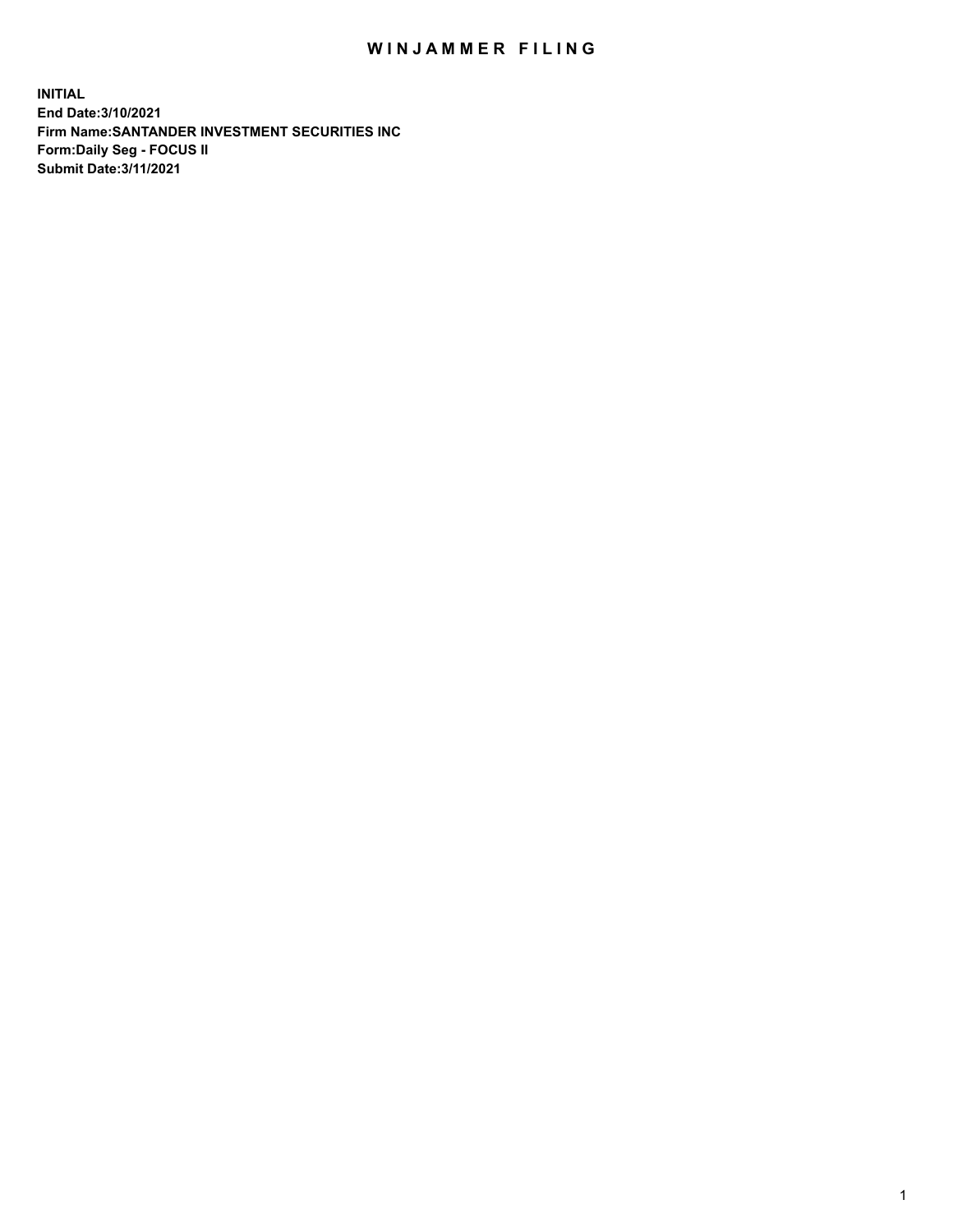# WINJAMMER FILING

**INITIAL**
**End Date:3/10/2021**
**Firm Name:SANTANDER INVESTMENT SECURITIES INC**
**Form:Daily Seg - FOCUS II**
**Submit Date:3/11/2021**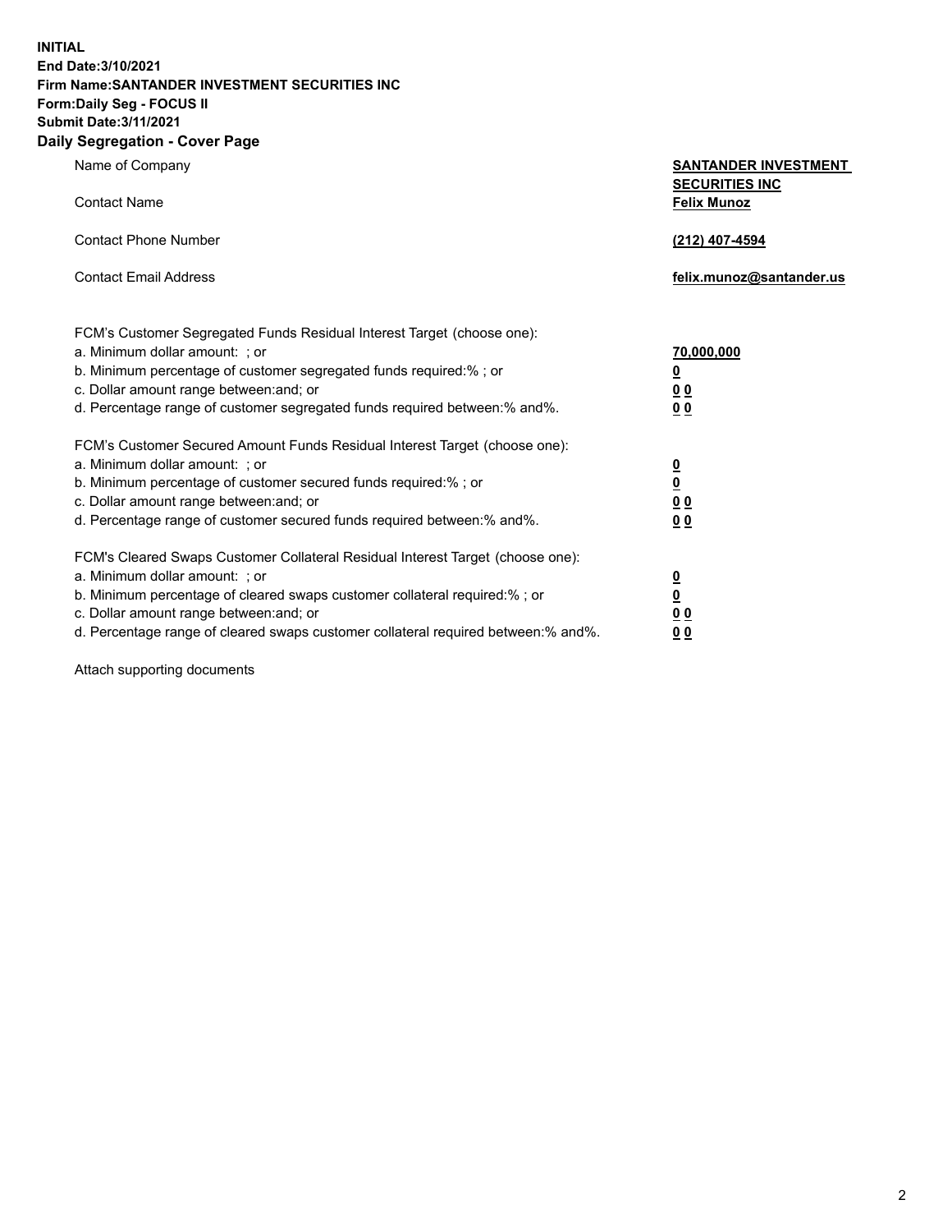**INITIAL**
**End Date:3/10/2021**
**Firm Name:SANTANDER INVESTMENT SECURITIES INC**
**Form:Daily Seg - FOCUS II**
**Submit Date:3/11/2021**

## Daily Segregation - Cover Page

| | |
|---|---|
| Name of Company | **SANTANDER INVESTMENT SECURITIES INC** |
| Contact Name | **Felix Munoz** |
| Contact Phone Number | **(212) 407-4594** |
| Contact Email Address | **felix.munoz@santander.us** |

| | |
|---|---|
| FCM's Customer Segregated Funds Residual Interest Target (choose one): | |
| a. Minimum dollar amount: ; or | **70,000,000** |
| b. Minimum percentage of customer segregated funds required:% ; or | **0** |
| c. Dollar amount range between:and; or | **0 0** |
| d. Percentage range of customer segregated funds required between:% and%. | **0 0** |
| FCM's Customer Secured Amount Funds Residual Interest Target (choose one): | |
| a. Minimum dollar amount: ; or | **0** |
| b. Minimum percentage of customer secured funds required:% ; or | **0** |
| c. Dollar amount range between:and; or | **0 0** |
| d. Percentage range of customer secured funds required between:% and%. | **0 0** |
| FCM's Cleared Swaps Customer Collateral Residual Interest Target (choose one): | |
| a. Minimum dollar amount: ; or | **0** |
| b. Minimum percentage of cleared swaps customer collateral required:% ; or | **0** |
| c. Dollar amount range between:and; or | **0 0** |
| d. Percentage range of cleared swaps customer collateral required between:% and%. | **0 0** |

Attach supporting documents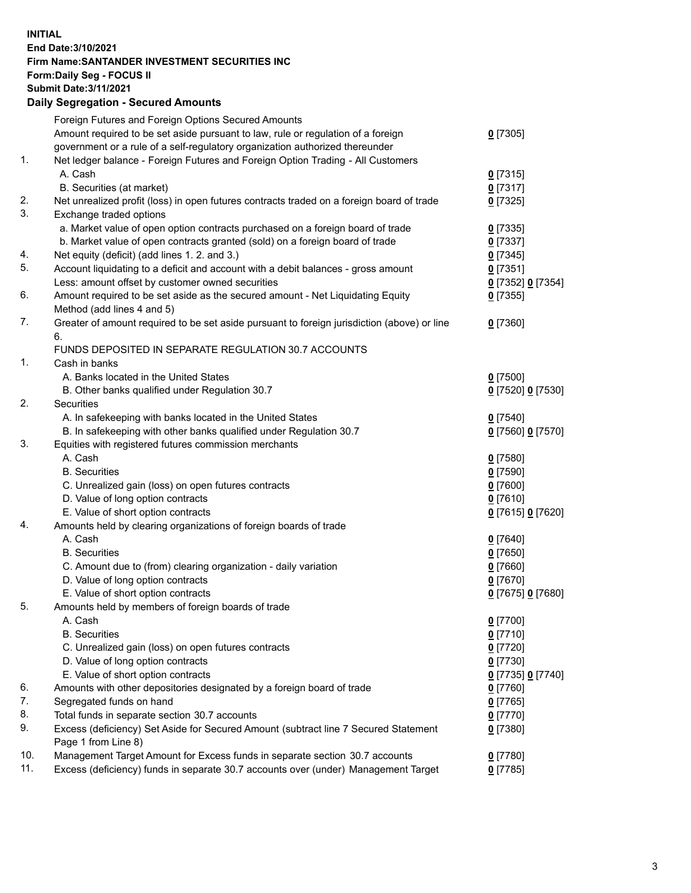**INITIAL**
**End Date:3/10/2021**
**Firm Name:SANTANDER INVESTMENT SECURITIES INC**
**Form:Daily Seg - FOCUS II**
**Submit Date:3/11/2021**

## Daily Segregation - Secured Amounts

| | | |
|---|---|---|
| | Foreign Futures and Foreign Options Secured Amounts | |
| | Amount required to be set aside pursuant to law, rule or regulation of a foreign government or a rule of a self-regulatory organization authorized thereunder | 0 [7305] |
| 1. | Net ledger balance - Foreign Futures and Foreign Option Trading - All Customers | |
| | A. Cash | 0 [7315] |
| | B. Securities (at market) | 0 [7317] |
| 2. | Net unrealized profit (loss) in open futures contracts traded on a foreign board of trade | 0 [7325] |
| 3. | Exchange traded options | |
| | a. Market value of open option contracts purchased on a foreign board of trade | 0 [7335] |
| | b. Market value of open contracts granted (sold) on a foreign board of trade | 0 [7337] |
| 4. | Net equity (deficit) (add lines 1. 2. and 3.) | 0 [7345] |
| 5. | Account liquidating to a deficit and account with a debit balances - gross amount | 0 [7351] |
| | Less: amount offset by customer owned securities | 0 [7352] 0 [7354] |
| 6. | Amount required to be set aside as the secured amount - Net Liquidating Equity Method (add lines 4 and 5) | 0 [7355] |
| 7. | Greater of amount required to be set aside pursuant to foreign jurisdiction (above) or line 6. | 0 [7360] |
| | FUNDS DEPOSITED IN SEPARATE REGULATION 30.7 ACCOUNTS | |
| 1. | Cash in banks | |
| | A. Banks located in the United States | 0 [7500] |
| | B. Other banks qualified under Regulation 30.7 | 0 [7520] 0 [7530] |
| 2. | Securities | |
| | A. In safekeeping with banks located in the United States | 0 [7540] |
| | B. In safekeeping with other banks qualified under Regulation 30.7 | 0 [7560] 0 [7570] |
| 3. | Equities with registered futures commission merchants | |
| | A. Cash | 0 [7580] |
| | B. Securities | 0 [7590] |
| | C. Unrealized gain (loss) on open futures contracts | 0 [7600] |
| | D. Value of long option contracts | 0 [7610] |
| | E. Value of short option contracts | 0 [7615] 0 [7620] |
| 4. | Amounts held by clearing organizations of foreign boards of trade | |
| | A. Cash | 0 [7640] |
| | B. Securities | 0 [7650] |
| | C. Amount due to (from) clearing organization - daily variation | 0 [7660] |
| | D. Value of long option contracts | 0 [7670] |
| | E. Value of short option contracts | 0 [7675] 0 [7680] |
| 5. | Amounts held by members of foreign boards of trade | |
| | A. Cash | 0 [7700] |
| | B. Securities | 0 [7710] |
| | C. Unrealized gain (loss) on open futures contracts | 0 [7720] |
| | D. Value of long option contracts | 0 [7730] |
| | E. Value of short option contracts | 0 [7735] 0 [7740] |
| 6. | Amounts with other depositories designated by a foreign board of trade | 0 [7760] |
| 7. | Segregated funds on hand | 0 [7765] |
| 8. | Total funds in separate section 30.7 accounts | 0 [7770] |
| 9. | Excess (deficiency) Set Aside for Secured Amount (subtract line 7 Secured Statement Page 1 from Line 8) | 0 [7380] |
| 10. | Management Target Amount for Excess funds in separate section 30.7 accounts | 0 [7780] |
| 11. | Excess (deficiency) funds in separate 30.7 accounts over (under) Management Target | 0 [7785] |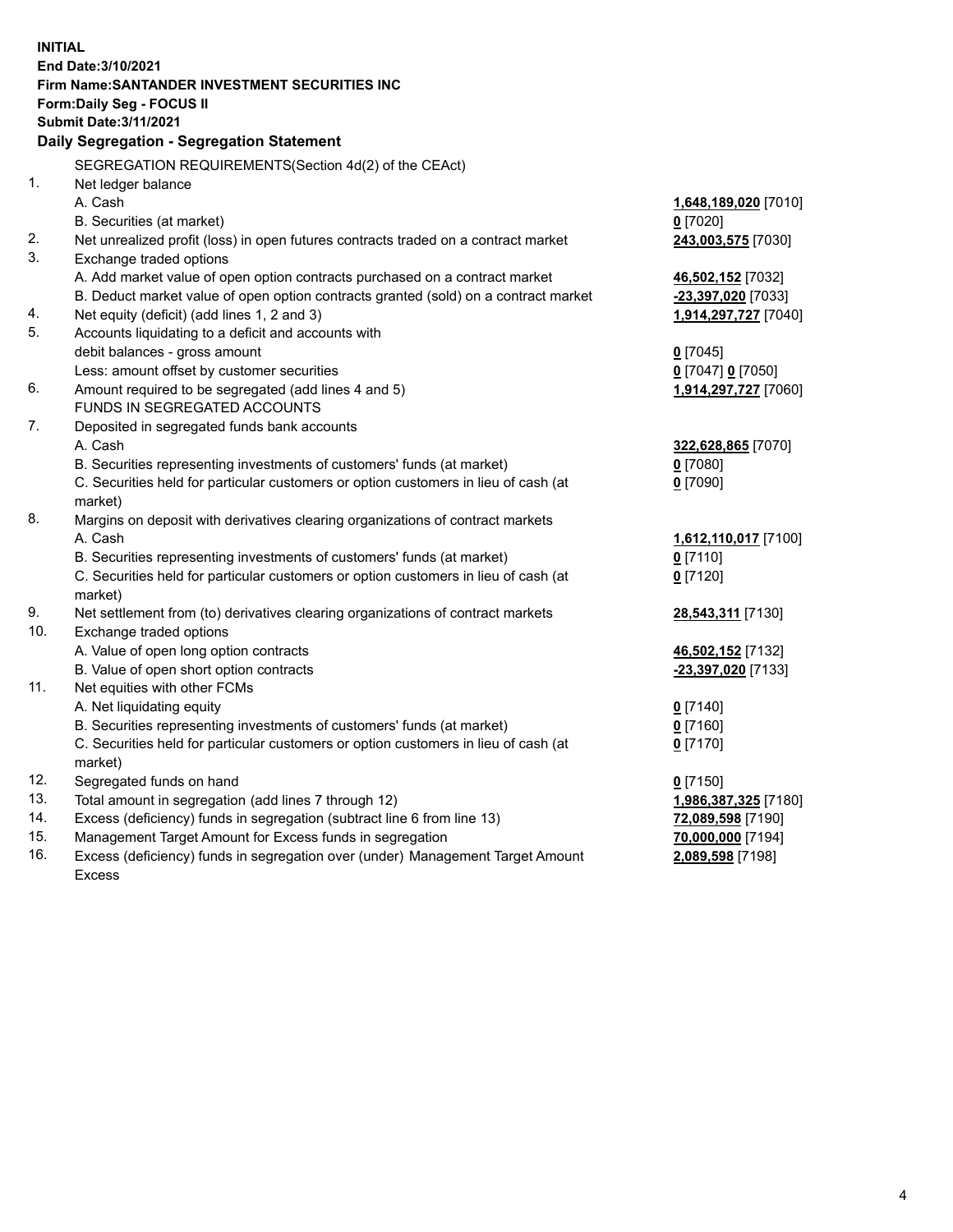**INITIAL**
**End Date:3/10/2021**
**Firm Name:SANTANDER INVESTMENT SECURITIES INC**
**Form:Daily Seg - FOCUS II**
**Submit Date:3/11/2021**

### Daily Segregation - Segregation Statement

| | | |
|---|---|---|
| | SEGREGATION REQUIREMENTS(Section 4d(2) of the CEAct) | |
| 1. | Net ledger balance | |
| | A. Cash | **1,648,189,020** [7010] |
| | B. Securities (at market) | **0** [7020] |
| 2. | Net unrealized profit (loss) in open futures contracts traded on a contract market | **243,003,575** [7030] |
| 3. | Exchange traded options | |
| | A. Add market value of open option contracts purchased on a contract market | **46,502,152** [7032] |
| | B. Deduct market value of open option contracts granted (sold) on a contract market | **-23,397,020** [7033] |
| 4. | Net equity (deficit) (add lines 1, 2 and 3) | **1,914,297,727** [7040] |
| 5. | Accounts liquidating to a deficit and accounts with debit balances - gross amount | **0** [7045] |
| | Less: amount offset by customer securities | **0** [7047] **0** [7050] |
| 6. | Amount required to be segregated (add lines 4 and 5) | **1,914,297,727** [7060] |
| | FUNDS IN SEGREGATED ACCOUNTS | |
| 7. | Deposited in segregated funds bank accounts | |
| | A. Cash | **322,628,865** [7070] |
| | B. Securities representing investments of customers' funds (at market) | **0** [7080] |
| | C. Securities held for particular customers or option customers in lieu of cash (at market) | **0** [7090] |
| 8. | Margins on deposit with derivatives clearing organizations of contract markets | |
| | A. Cash | **1,612,110,017** [7100] |
| | B. Securities representing investments of customers' funds (at market) | **0** [7110] |
| | C. Securities held for particular customers or option customers in lieu of cash (at market) | **0** [7120] |
| 9. | Net settlement from (to) derivatives clearing organizations of contract markets | **28,543,311** [7130] |
| 10. | Exchange traded options | |
| | A. Value of open long option contracts | **46,502,152** [7132] |
| | B. Value of open short option contracts | **-23,397,020** [7133] |
| 11. | Net equities with other FCMs | |
| | A. Net liquidating equity | **0** [7140] |
| | B. Securities representing investments of customers' funds (at market) | **0** [7160] |
| | C. Securities held for particular customers or option customers in lieu of cash (at market) | **0** [7170] |
| 12. | Segregated funds on hand | **0** [7150] |
| 13. | Total amount in segregation (add lines 7 through 12) | **1,986,387,325** [7180] |
| 14. | Excess (deficiency) funds in segregation (subtract line 6 from line 13) | **72,089,598** [7190] |
| 15. | Management Target Amount for Excess funds in segregation | **70,000,000** [7194] |
| 16. | Excess (deficiency) funds in segregation over (under) Management Target Amount Excess | **2,089,598** [7198] |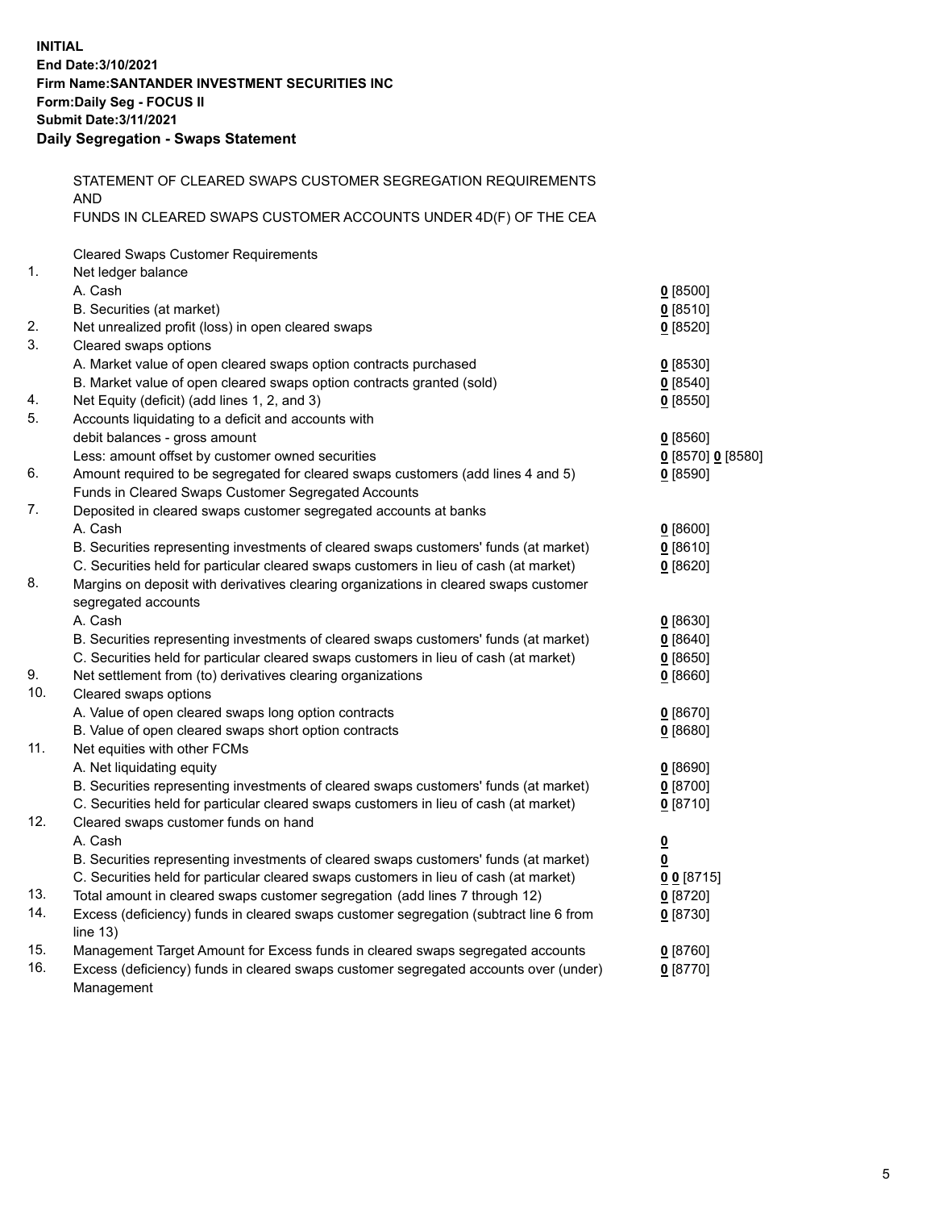**INITIAL**
**End Date:3/10/2021**
**Firm Name:SANTANDER INVESTMENT SECURITIES INC**
**Form:Daily Seg - FOCUS II**
**Submit Date:3/11/2021**
**Daily Segregation - Swaps Statement**

STATEMENT OF CLEARED SWAPS CUSTOMER SEGREGATION REQUIREMENTS AND FUNDS IN CLEARED SWAPS CUSTOMER ACCOUNTS UNDER 4D(F) OF THE CEA

| | | |
|---|---|---|
| | Cleared Swaps Customer Requirements | |
| 1. | Net ledger balance | |
| | A. Cash | 0 [8500] |
| | B. Securities (at market) | 0 [8510] |
| 2. | Net unrealized profit (loss) in open cleared swaps | 0 [8520] |
| 3. | Cleared swaps options | |
| | A. Market value of open cleared swaps option contracts purchased | 0 [8530] |
| | B. Market value of open cleared swaps option contracts granted (sold) | 0 [8540] |
| 4. | Net Equity (deficit) (add lines 1, 2, and 3) | 0 [8550] |
| 5. | Accounts liquidating to a deficit and accounts with | |
| | debit balances - gross amount | 0 [8560] |
| | Less: amount offset by customer owned securities | 0 [8570] 0 [8580] |
| 6. | Amount required to be segregated for cleared swaps customers (add lines 4 and 5) | 0 [8590] |
| | Funds in Cleared Swaps Customer Segregated Accounts | |
| 7. | Deposited in cleared swaps customer segregated accounts at banks | |
| | A. Cash | 0 [8600] |
| | B. Securities representing investments of cleared swaps customers' funds (at market) | 0 [8610] |
| | C. Securities held for particular cleared swaps customers in lieu of cash (at market) | 0 [8620] |
| 8. | Margins on deposit with derivatives clearing organizations in cleared swaps customer segregated accounts | |
| | A. Cash | 0 [8630] |
| | B. Securities representing investments of cleared swaps customers' funds (at market) | 0 [8640] |
| | C. Securities held for particular cleared swaps customers in lieu of cash (at market) | 0 [8650] |
| 9. | Net settlement from (to) derivatives clearing organizations | 0 [8660] |
| 10. | Cleared swaps options | |
| | A. Value of open cleared swaps long option contracts | 0 [8670] |
| | B. Value of open cleared swaps short option contracts | 0 [8680] |
| 11. | Net equities with other FCMs | |
| | A. Net liquidating equity | 0 [8690] |
| | B. Securities representing investments of cleared swaps customers' funds (at market) | 0 [8700] |
| | C. Securities held for particular cleared swaps customers in lieu of cash (at market) | 0 [8710] |
| 12. | Cleared swaps customer funds on hand | |
| | A. Cash | 0 |
| | B. Securities representing investments of cleared swaps customers' funds (at market) | 0 |
| | C. Securities held for particular cleared swaps customers in lieu of cash (at market) | 0 0 [8715] |
| 13. | Total amount in cleared swaps customer segregation (add lines 7 through 12) | 0 [8720] |
| 14. | Excess (deficiency) funds in cleared swaps customer segregation (subtract line 6 from line 13) | 0 [8730] |
| 15. | Management Target Amount for Excess funds in cleared swaps segregated accounts | 0 [8760] |
| 16. | Excess (deficiency) funds in cleared swaps customer segregated accounts over (under) Management | 0 [8770] |